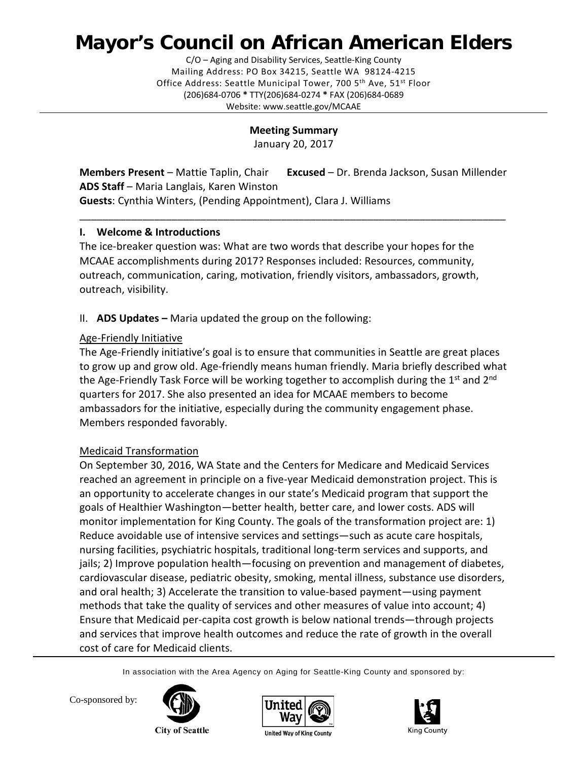# Mayor's Council on African American Elders

C/O – Aging and Disability Services, Seattle-King County
Mailing Address: PO Box 34215, Seattle WA 98124-4215
Office Address: Seattle Municipal Tower, 700 5th Ave, 51st Floor
(206)684-0706 * TTY(206)684-0274 * FAX (206)684-0689
Website: www.seattle.gov/MCAAE

---

**Meeting Summary**
January 20, 2017

**Members Present** – Mattie Taplin, Chair **Excused** – Dr. Brenda Jackson, Susan Millender
**ADS Staff** – Maria Langlais, Karen Winston
**Guests**: Cynthia Winters, (Pending Appointment), Clara J. Williams

---

## I. Welcome & Introductions

The ice-breaker question was: What are two words that describe your hopes for the MCAAE accomplishments during 2017? Responses included: Resources, community, outreach, communication, caring, motivation, friendly visitors, ambassadors, growth, outreach, visibility.

## II. ADS Updates – Maria updated the group on the following:

### Age-Friendly Initiative

The Age-Friendly initiative's goal is to ensure that communities in Seattle are great places to grow up and grow old. Age-friendly means human friendly. Maria briefly described what the Age-Friendly Task Force will be working together to accomplish during the 1st and 2nd quarters for 2017. She also presented an idea for MCAAE members to become ambassadors for the initiative, especially during the community engagement phase. Members responded favorably.

### Medicaid Transformation

On September 30, 2016, WA State and the Centers for Medicare and Medicaid Services reached an agreement in principle on a five-year Medicaid demonstration project. This is an opportunity to accelerate changes in our state's Medicaid program that support the goals of Healthier Washington—better health, better care, and lower costs. ADS will monitor implementation for King County. The goals of the transformation project are: 1) Reduce avoidable use of intensive services and settings—such as acute care hospitals, nursing facilities, psychiatric hospitals, traditional long-term services and supports, and jails; 2) Improve population health—focusing on prevention and management of diabetes, cardiovascular disease, pediatric obesity, smoking, mental illness, substance use disorders, and oral health; 3) Accelerate the transition to value-based payment—using payment methods that take the quality of services and other measures of value into account; 4) Ensure that Medicaid per-capita cost growth is below national trends—through projects and services that improve health outcomes and reduce the rate of growth in the overall cost of care for Medicaid clients.

---

In association with the Area Agency on Aging for Seattle-King County and sponsored by:

Co-sponsored by: City of Seattle, United Way of King County, King County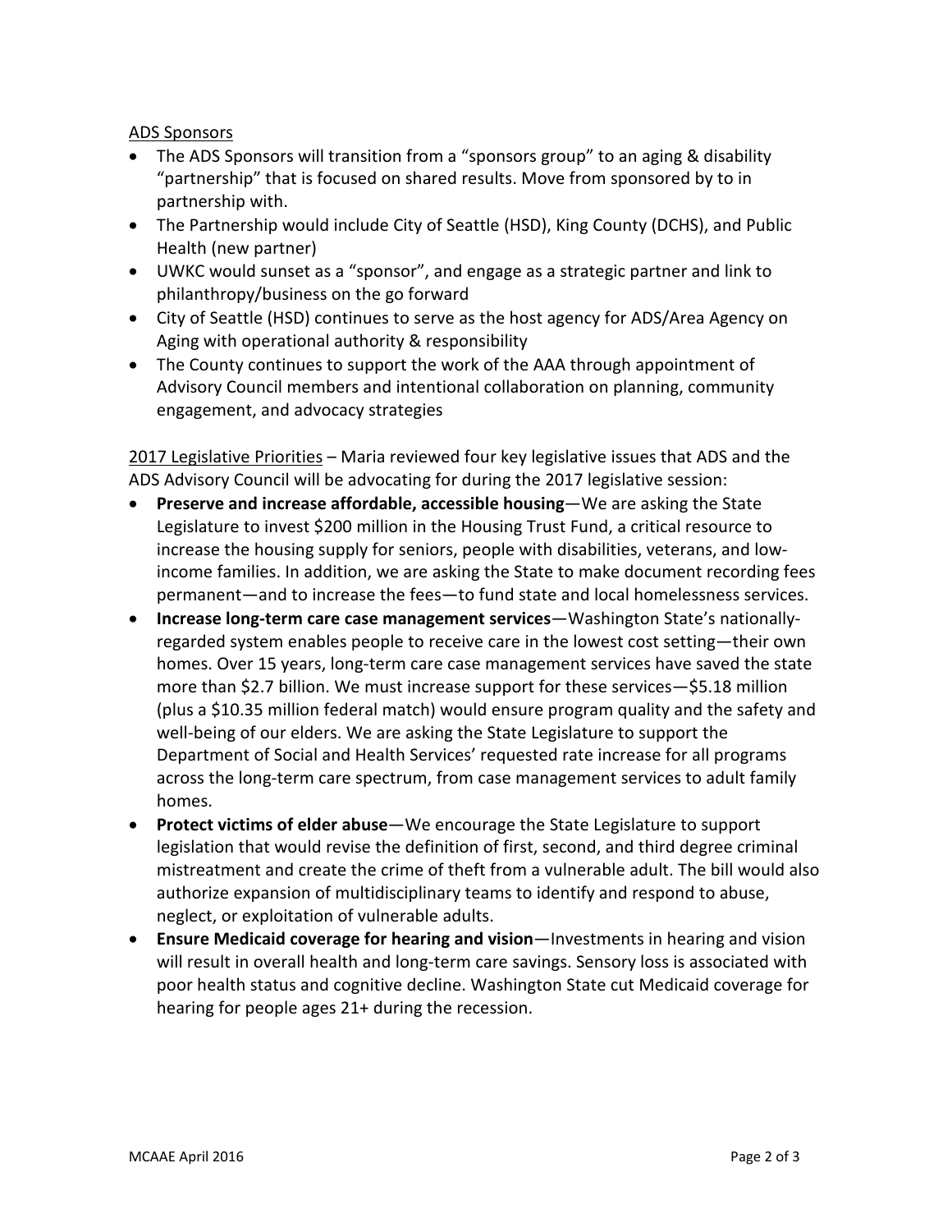ADS Sponsors

- The ADS Sponsors will transition from a “sponsors group” to an aging & disability “partnership” that is focused on shared results. Move from sponsored by to in partnership with.
- The Partnership would include City of Seattle (HSD), King County (DCHS), and Public Health (new partner)
- UWKC would sunset as a “sponsor”, and engage as a strategic partner and link to philanthropy/business on the go forward
- City of Seattle (HSD) continues to serve as the host agency for ADS/Area Agency on Aging with operational authority & responsibility
- The County continues to support the work of the AAA through appointment of Advisory Council members and intentional collaboration on planning, community engagement, and advocacy strategies

2017 Legislative Priorities – Maria reviewed four key legislative issues that ADS and the ADS Advisory Council will be advocating for during the 2017 legislative session:

- **Preserve and increase affordable, accessible housing**—We are asking the State Legislature to invest $200 million in the Housing Trust Fund, a critical resource to increase the housing supply for seniors, people with disabilities, veterans, and low-income families. In addition, we are asking the State to make document recording fees permanent—and to increase the fees—to fund state and local homelessness services.
- **Increase long-term care case management services**—Washington State’s nationally-regarded system enables people to receive care in the lowest cost setting—their own homes. Over 15 years, long-term care case management services have saved the state more than $2.7 billion. We must increase support for these services—$5.18 million (plus a $10.35 million federal match) would ensure program quality and the safety and well-being of our elders. We are asking the State Legislature to support the Department of Social and Health Services’ requested rate increase for all programs across the long-term care spectrum, from case management services to adult family homes.
- **Protect victims of elder abuse**—We encourage the State Legislature to support legislation that would revise the definition of first, second, and third degree criminal mistreatment and create the crime of theft from a vulnerable adult. The bill would also authorize expansion of multidisciplinary teams to identify and respond to abuse, neglect, or exploitation of vulnerable adults.
- **Ensure Medicaid coverage for hearing and vision**—Investments in hearing and vision will result in overall health and long-term care savings. Sensory loss is associated with poor health status and cognitive decline. Washington State cut Medicaid coverage for hearing for people ages 21+ during the recession.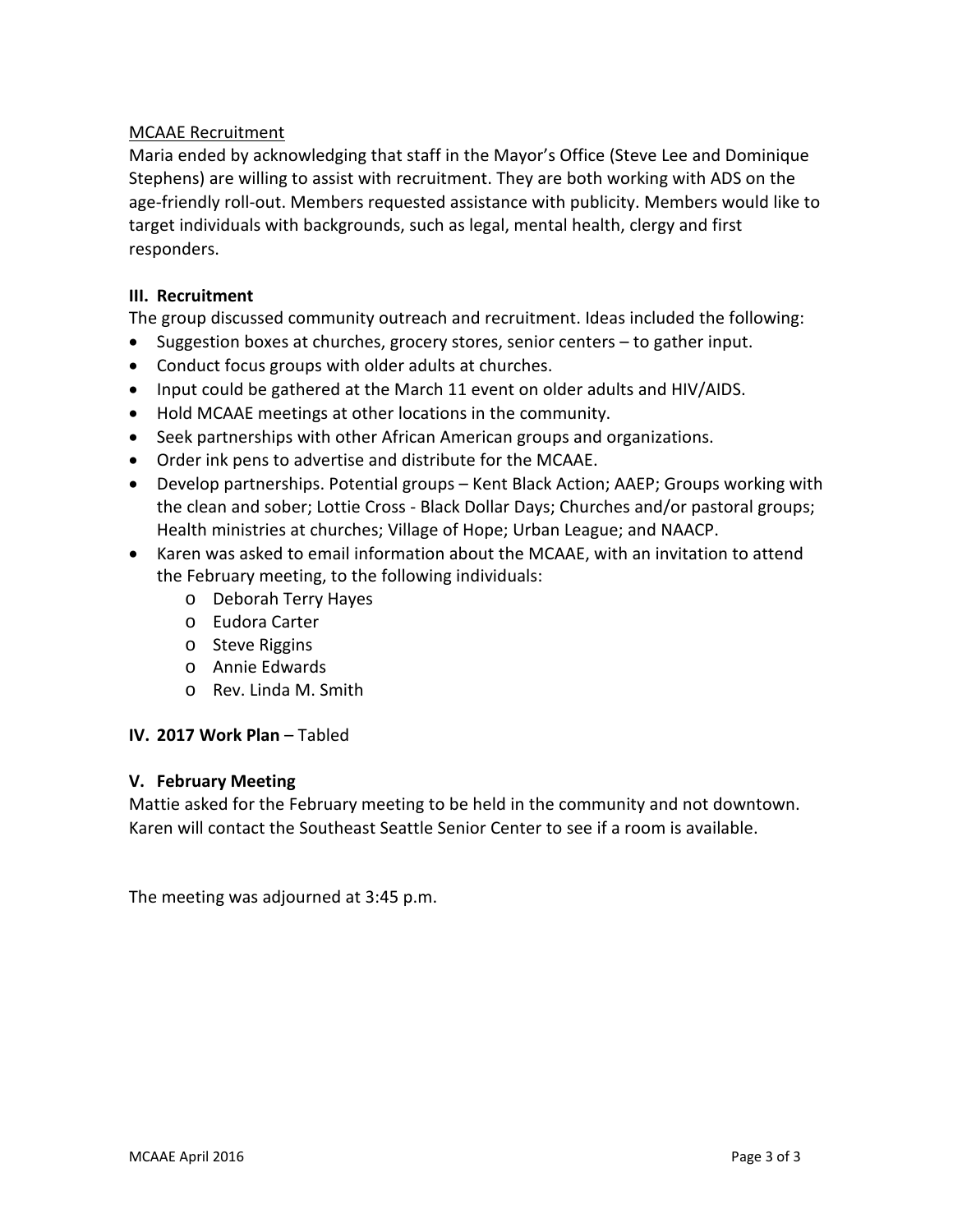<u>MCAAE Recruitment</u>

Maria ended by acknowledging that staff in the Mayor's Office (Steve Lee and Dominique Stephens) are willing to assist with recruitment. They are both working with ADS on the age-friendly roll-out. Members requested assistance with publicity. Members would like to target individuals with backgrounds, such as legal, mental health, clergy and first responders.

**III. Recruitment**

The group discussed community outreach and recruitment. Ideas included the following:

- Suggestion boxes at churches, grocery stores, senior centers – to gather input.
- Conduct focus groups with older adults at churches.
- Input could be gathered at the March 11 event on older adults and HIV/AIDS.
- Hold MCAAE meetings at other locations in the community.
- Seek partnerships with other African American groups and organizations.
- Order ink pens to advertise and distribute for the MCAAE.
- Develop partnerships. Potential groups – Kent Black Action; AAEP; Groups working with the clean and sober; Lottie Cross - Black Dollar Days; Churches and/or pastoral groups; Health ministries at churches; Village of Hope; Urban League; and NAACP.
- Karen was asked to email information about the MCAAE, with an invitation to attend the February meeting, to the following individuals:
    - Deborah Terry Hayes
    - Eudora Carter
    - Steve Riggins
    - Annie Edwards
    - Rev. Linda M. Smith

**IV. 2017 Work Plan** – Tabled

**V. February Meeting**

Mattie asked for the February meeting to be held in the community and not downtown. Karen will contact the Southeast Seattle Senior Center to see if a room is available.

The meeting was adjourned at 3:45 p.m.